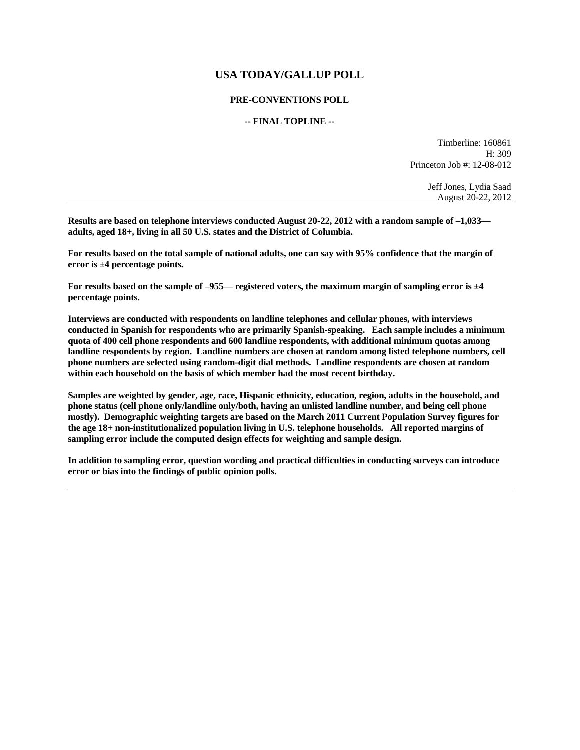# USA TODAY/GALLUP POLL

## PRE-CONVENTIONS POLL

### -- FINAL TOPLINE --

Timberline: 160861
H: 309
Princeton Job #: 12-08-012

Jeff Jones, Lydia Saad
August 20-22, 2012

---

**Results are based on telephone interviews conducted August 20-22, 2012 with a random sample of –1,033— adults, aged 18+, living in all 50 U.S. states and the District of Columbia.**

**For results based on the total sample of national adults, one can say with 95% confidence that the margin of error is ±4 percentage points.**

**For results based on the sample of –955— registered voters, the maximum margin of sampling error is ±4 percentage points.**

**Interviews are conducted with respondents on landline telephones and cellular phones, with interviews conducted in Spanish for respondents who are primarily Spanish-speaking. Each sample includes a minimum quota of 400 cell phone respondents and 600 landline respondents, with additional minimum quotas among landline respondents by region. Landline numbers are chosen at random among listed telephone numbers, cell phone numbers are selected using random-digit dial methods. Landline respondents are chosen at random within each household on the basis of which member had the most recent birthday.**

**Samples are weighted by gender, age, race, Hispanic ethnicity, education, region, adults in the household, and phone status (cell phone only/landline only/both, having an unlisted landline number, and being cell phone mostly). Demographic weighting targets are based on the March 2011 Current Population Survey figures for the age 18+ non-institutionalized population living in U.S. telephone households. All reported margins of sampling error include the computed design effects for weighting and sample design.**

**In addition to sampling error, question wording and practical difficulties in conducting surveys can introduce error or bias into the findings of public opinion polls.**

---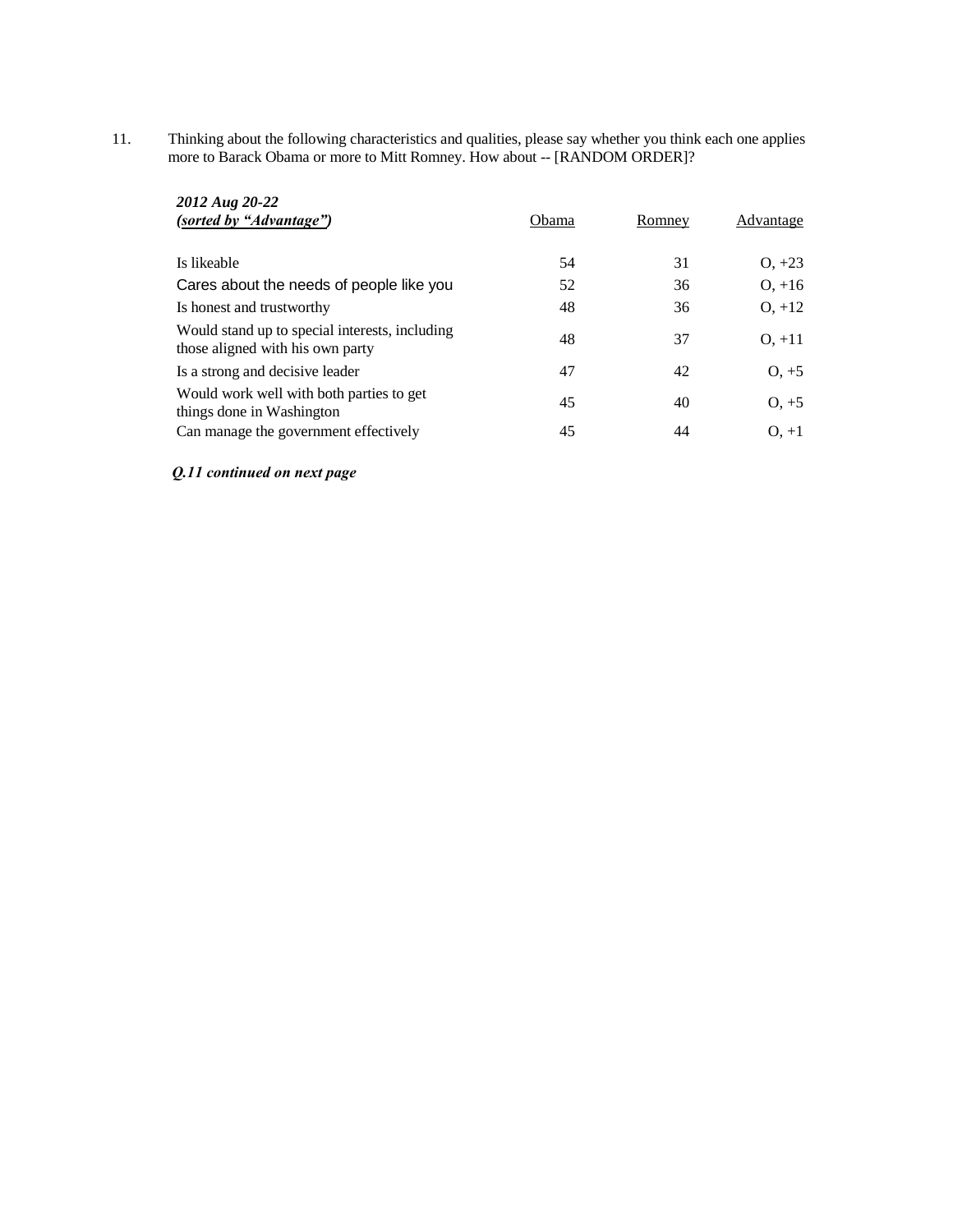11. Thinking about the following characteristics and qualities, please say whether you think each one applies more to Barack Obama or more to Mitt Romney. How about -- [RANDOM ORDER]?

| ***2012 Aug 20-22*** ***(sorted by "Advantage")*** | Obama | Romney | Advantage |
|---|---|---|---|
| Is likeable | 54 | 31 | O, +23 |
| Cares about the needs of people like you | 52 | 36 | O, +16 |
| Is honest and trustworthy | 48 | 36 | O, +12 |
| Would stand up to special interests, including those aligned with his own party | 48 | 37 | O, +11 |
| Is a strong and decisive leader | 47 | 42 | O, +5 |
| Would work well with both parties to get things done in Washington | 45 | 40 | O, +5 |
| Can manage the government effectively | 45 | 44 | O, +1 |

***Q.11 continued on next page***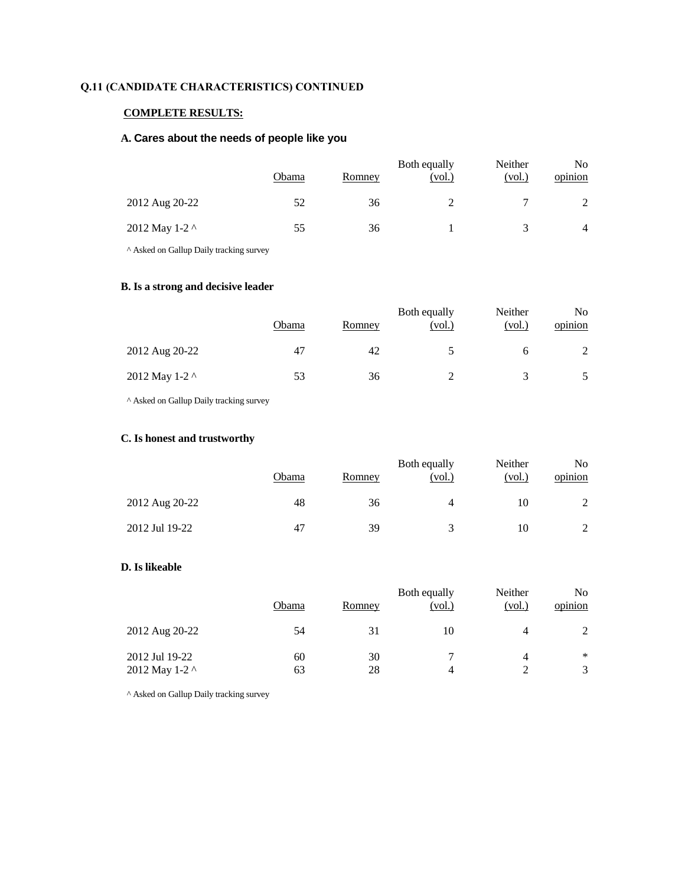**Q.11 (CANDIDATE CHARACTERISTICS) CONTINUED**

**COMPLETE RESULTS:**

**A. Cares about the needs of people like you**

| | Obama | Romney | Both equally (vol.) | Neither (vol.) | No opinion |
|---|---|---|---|---|---|
| 2012 Aug 20-22 | 52 | 36 | 2 | 7 | 2 |
| 2012 May 1-2 ^ | 55 | 36 | 1 | 3 | 4 |

^ Asked on Gallup Daily tracking survey

**B. Is a strong and decisive leader**

| | Obama | Romney | Both equally (vol.) | Neither (vol.) | No opinion |
|---|---|---|---|---|---|
| 2012 Aug 20-22 | 47 | 42 | 5 | 6 | 2 |
| 2012 May 1-2 ^ | 53 | 36 | 2 | 3 | 5 |

^ Asked on Gallup Daily tracking survey

**C. Is honest and trustworthy**

| | Obama | Romney | Both equally (vol.) | Neither (vol.) | No opinion |
|---|---|---|---|---|---|
| 2012 Aug 20-22 | 48 | 36 | 4 | 10 | 2 |
| 2012 Jul 19-22 | 47 | 39 | 3 | 10 | 2 |

**D. Is likeable**

| | Obama | Romney | Both equally (vol.) | Neither (vol.) | No opinion |
|---|---|---|---|---|---|
| 2012 Aug 20-22 | 54 | 31 | 10 | 4 | 2 |
| 2012 Jul 19-22 | 60 | 30 | 7 | 4 | * |
| 2012 May 1-2 ^ | 63 | 28 | 4 | 2 | 3 |

^ Asked on Gallup Daily tracking survey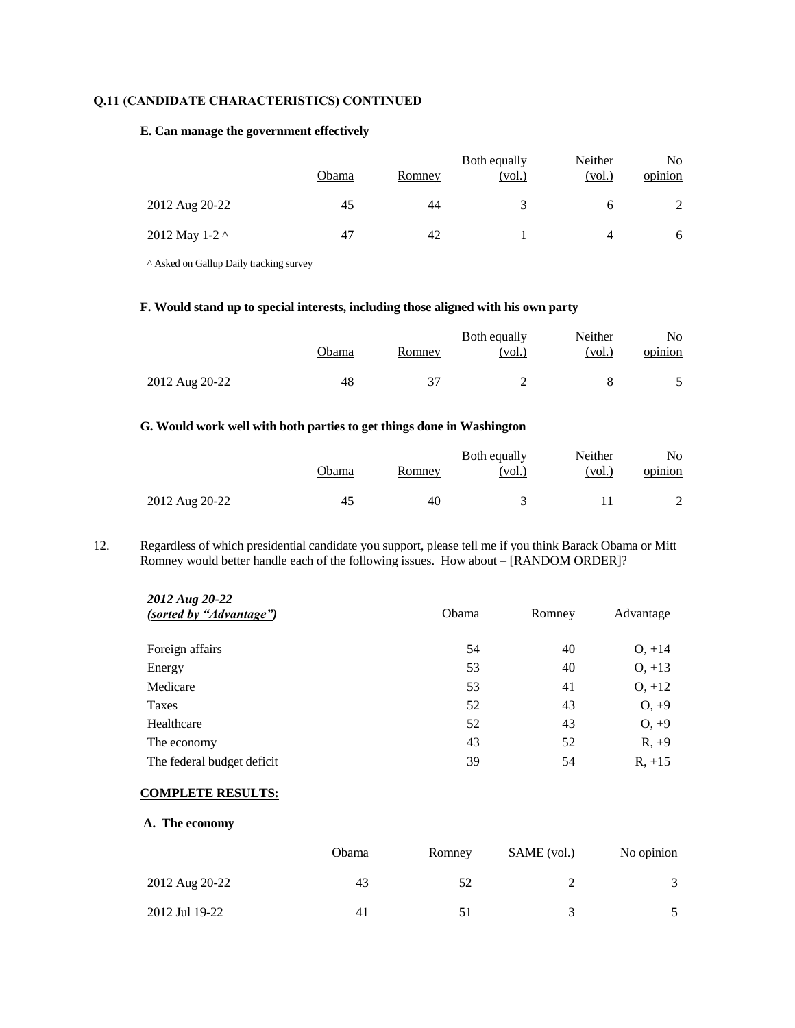**Q.11 (CANDIDATE CHARACTERISTICS) CONTINUED**

**E. Can manage the government effectively**

| | Obama | Romney | Both equally (vol.) | Neither (vol.) | No opinion |
|---|---|---|---|---|---|
| 2012 Aug 20-22 | 45 | 44 | 3 | 6 | 2 |
| 2012 May 1-2 ^ | 47 | 42 | 1 | 4 | 6 |

^ Asked on Gallup Daily tracking survey

**F. Would stand up to special interests, including those aligned with his own party**

| | Obama | Romney | Both equally (vol.) | Neither (vol.) | No opinion |
|---|---|---|---|---|---|
| 2012 Aug 20-22 | 48 | 37 | 2 | 8 | 5 |

**G. Would work well with both parties to get things done in Washington**

| | Obama | Romney | Both equally (vol.) | Neither (vol.) | No opinion |
|---|---|---|---|---|---|
| 2012 Aug 20-22 | 45 | 40 | 3 | 11 | 2 |

12. Regardless of which presidential candidate you support, please tell me if you think Barack Obama or Mitt Romney would better handle each of the following issues. How about – [RANDOM ORDER]?

| *2012 Aug 20-22* *(sorted by "Advantage")* | Obama | Romney | Advantage |
|---|---|---|---|
| Foreign affairs | 54 | 40 | O, +14 |
| Energy | 53 | 40 | O, +13 |
| Medicare | 53 | 41 | O, +12 |
| Taxes | 52 | 43 | O, +9 |
| Healthcare | 52 | 43 | O, +9 |
| The economy | 43 | 52 | R, +9 |
| The federal budget deficit | 39 | 54 | R, +15 |

**COMPLETE RESULTS:**

**A. The economy**

| | Obama | Romney | SAME (vol.) | No opinion |
|---|---|---|---|---|
| 2012 Aug 20-22 | 43 | 52 | 2 | 3 |
| 2012 Jul 19-22 | 41 | 51 | 3 | 5 |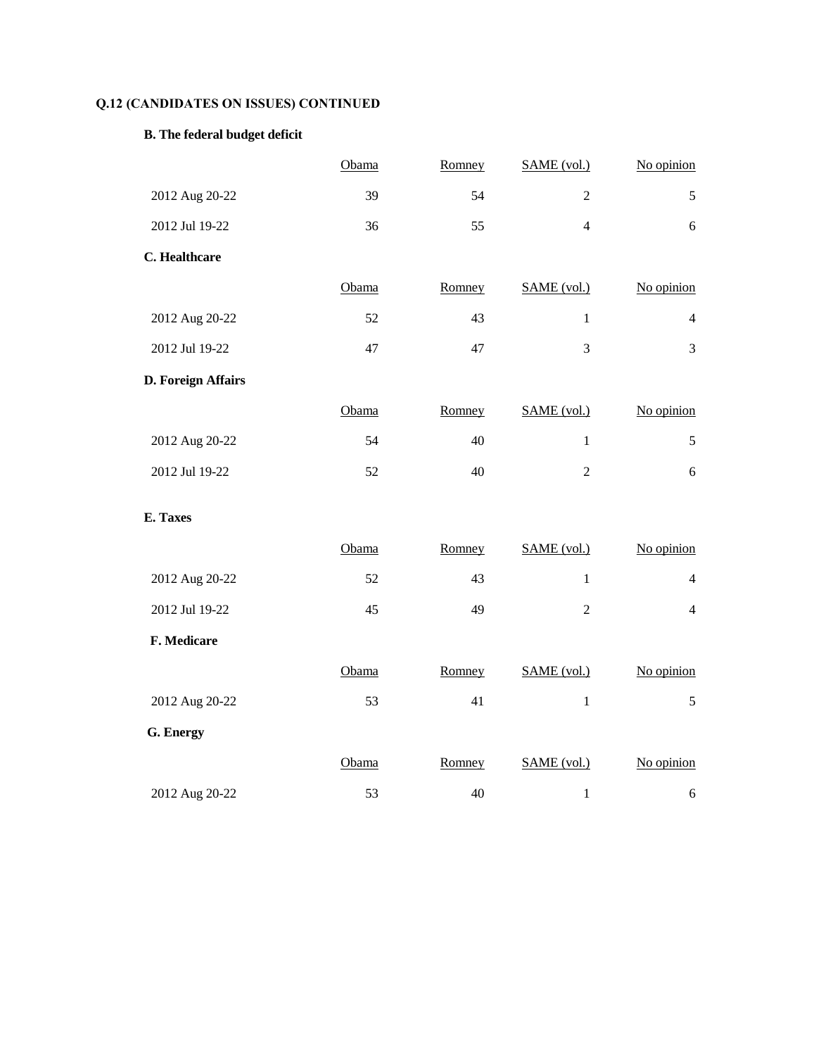**Q.12 (CANDIDATES ON ISSUES) CONTINUED**

**B. The federal budget deficit**

| | Obama | Romney | SAME (vol.) | No opinion |
|---|---|---|---|---|
| 2012 Aug 20-22 | 39 | 54 | 2 | 5 |
| 2012 Jul 19-22 | 36 | 55 | 4 | 6 |

**C. Healthcare**

| | Obama | Romney | SAME (vol.) | No opinion |
|---|---|---|---|---|
| 2012 Aug 20-22 | 52 | 43 | 1 | 4 |
| 2012 Jul 19-22 | 47 | 47 | 3 | 3 |

**D. Foreign Affairs**

| | Obama | Romney | SAME (vol.) | No opinion |
|---|---|---|---|---|
| 2012 Aug 20-22 | 54 | 40 | 1 | 5 |
| 2012 Jul 19-22 | 52 | 40 | 2 | 6 |

**E. Taxes**

| | Obama | Romney | SAME (vol.) | No opinion |
|---|---|---|---|---|
| 2012 Aug 20-22 | 52 | 43 | 1 | 4 |
| 2012 Jul 19-22 | 45 | 49 | 2 | 4 |

**F. Medicare**

| | Obama | Romney | SAME (vol.) | No opinion |
|---|---|---|---|---|
| 2012 Aug 20-22 | 53 | 41 | 1 | 5 |

**G. Energy**

| | Obama | Romney | SAME (vol.) | No opinion |
|---|---|---|---|---|
| 2012 Aug 20-22 | 53 | 40 | 1 | 6 |